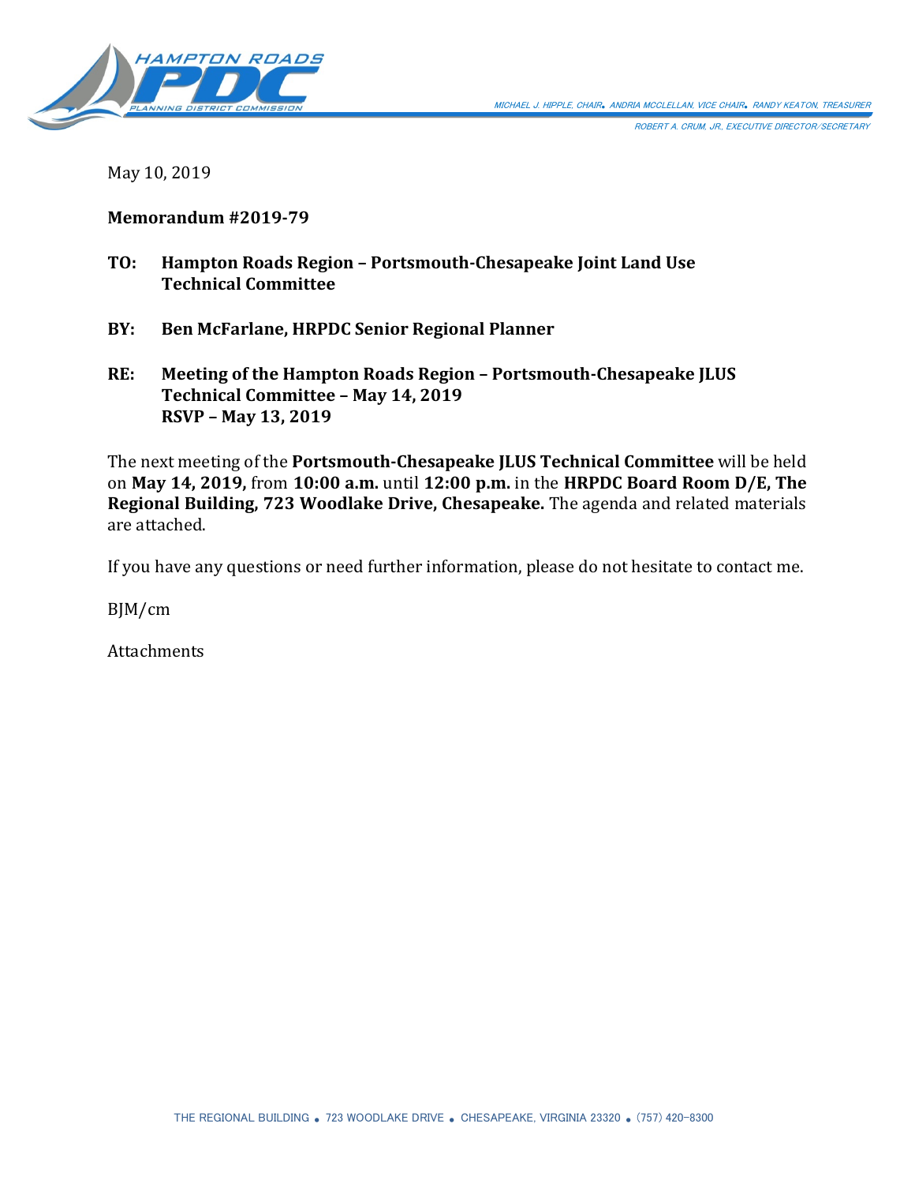HAMPTON ROADS PDC PLANNING DISTRICT COMMISSION

MICHAEL J. HIPPLE, CHAIR • ANDRIA MCCLELLAN, VICE CHAIR • RANDY KEATON, TREASURER

ROBERT A. CRUM, JR., EXECUTIVE DIRECTOR/SECRETARY

May 10, 2019

**Memorandum #2019-79**

**TO: Hampton Roads Region – Portsmouth-Chesapeake Joint Land Use Technical Committee**

**BY: Ben McFarlane, HRPDC Senior Regional Planner**

**RE: Meeting of the Hampton Roads Region – Portsmouth-Chesapeake JLUS Technical Committee – May 14, 2019**
**RSVP – May 13, 2019**

The next meeting of the **Portsmouth-Chesapeake JLUS Technical Committee** will be held on **May 14, 2019,** from **10:00 a.m.** until **12:00 p.m.** in the **HRPDC Board Room D/E, The Regional Building, 723 Woodlake Drive, Chesapeake.** The agenda and related materials are attached.

If you have any questions or need further information, please do not hesitate to contact me.

BJM/cm

Attachments

THE REGIONAL BUILDING • 723 WOODLAKE DRIVE • CHESAPEAKE, VIRGINIA 23320 • (757) 420-8300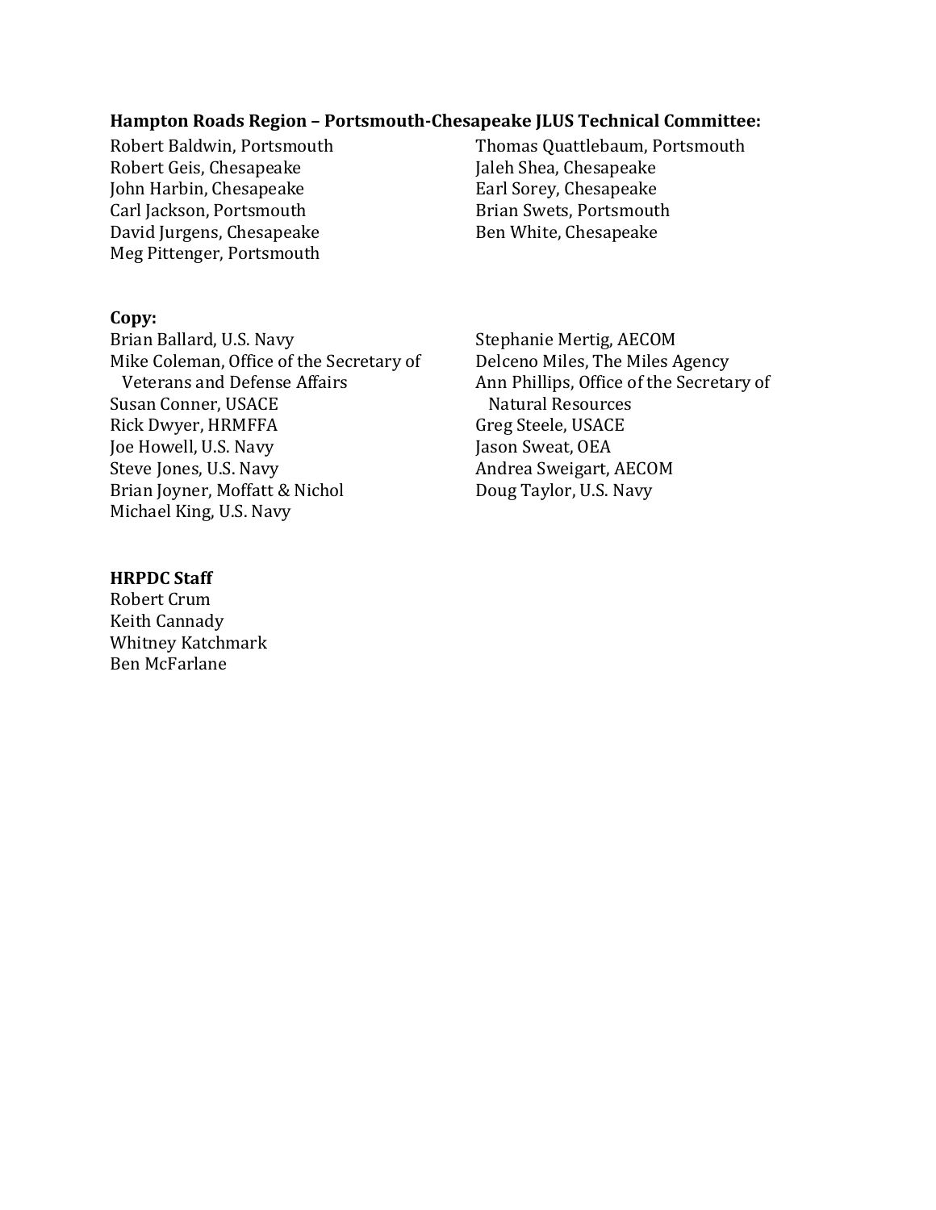**Hampton Roads Region – Portsmouth-Chesapeake JLUS Technical Committee:**

Robert Baldwin, Portsmouth
Robert Geis, Chesapeake
John Harbin, Chesapeake
Carl Jackson, Portsmouth
David Jurgens, Chesapeake
Meg Pittenger, Portsmouth
Thomas Quattlebaum, Portsmouth
Jaleh Shea, Chesapeake
Earl Sorey, Chesapeake
Brian Swets, Portsmouth
Ben White, Chesapeake

**Copy:**

Brian Ballard, U.S. Navy
Mike Coleman, Office of the Secretary of Veterans and Defense Affairs
Susan Conner, USACE
Rick Dwyer, HRMFFA
Joe Howell, U.S. Navy
Steve Jones, U.S. Navy
Brian Joyner, Moffatt & Nichol
Michael King, U.S. Navy
Stephanie Mertig, AECOM
Delceno Miles, The Miles Agency
Ann Phillips, Office of the Secretary of Natural Resources
Greg Steele, USACE
Jason Sweat, OEA
Andrea Sweigart, AECOM
Doug Taylor, U.S. Navy

**HRPDC Staff**

Robert Crum
Keith Cannady
Whitney Katchmark
Ben McFarlane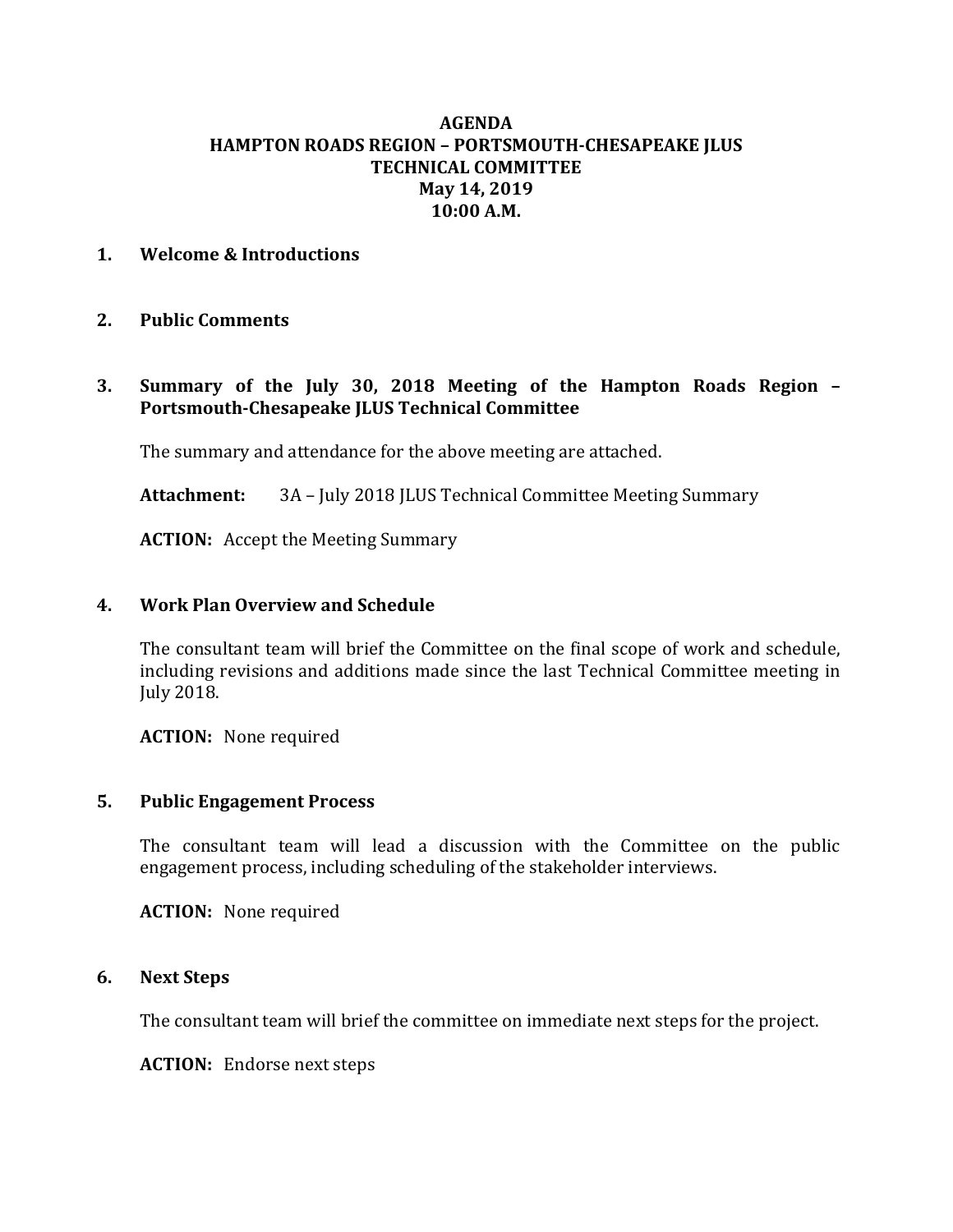# AGENDA
# HAMPTON ROADS REGION – PORTSMOUTH-CHESAPEAKE JLUS
# TECHNICAL COMMITTEE
# May 14, 2019
# 10:00 A.M.

## 1. Welcome & Introductions

## 2. Public Comments

## 3. Summary of the July 30, 2018 Meeting of the Hampton Roads Region – Portsmouth-Chesapeake JLUS Technical Committee

The summary and attendance for the above meeting are attached.

**Attachment:** 3A – July 2018 JLUS Technical Committee Meeting Summary

**ACTION:** Accept the Meeting Summary

## 4. Work Plan Overview and Schedule

The consultant team will brief the Committee on the final scope of work and schedule, including revisions and additions made since the last Technical Committee meeting in July 2018.

**ACTION:** None required

## 5. Public Engagement Process

The consultant team will lead a discussion with the Committee on the public engagement process, including scheduling of the stakeholder interviews.

**ACTION:** None required

## 6. Next Steps

The consultant team will brief the committee on immediate next steps for the project.

**ACTION:** Endorse next steps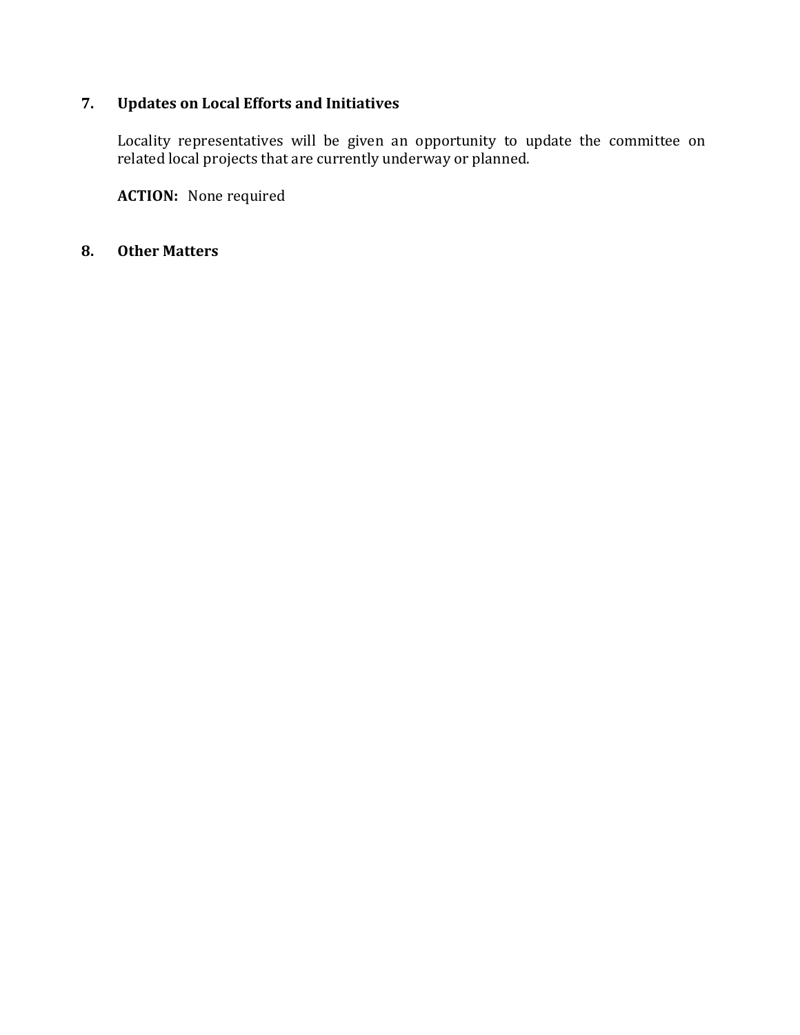## 7. Updates on Local Efforts and Initiatives

Locality representatives will be given an opportunity to update the committee on related local projects that are currently underway or planned.

**ACTION:** None required

## 8. Other Matters